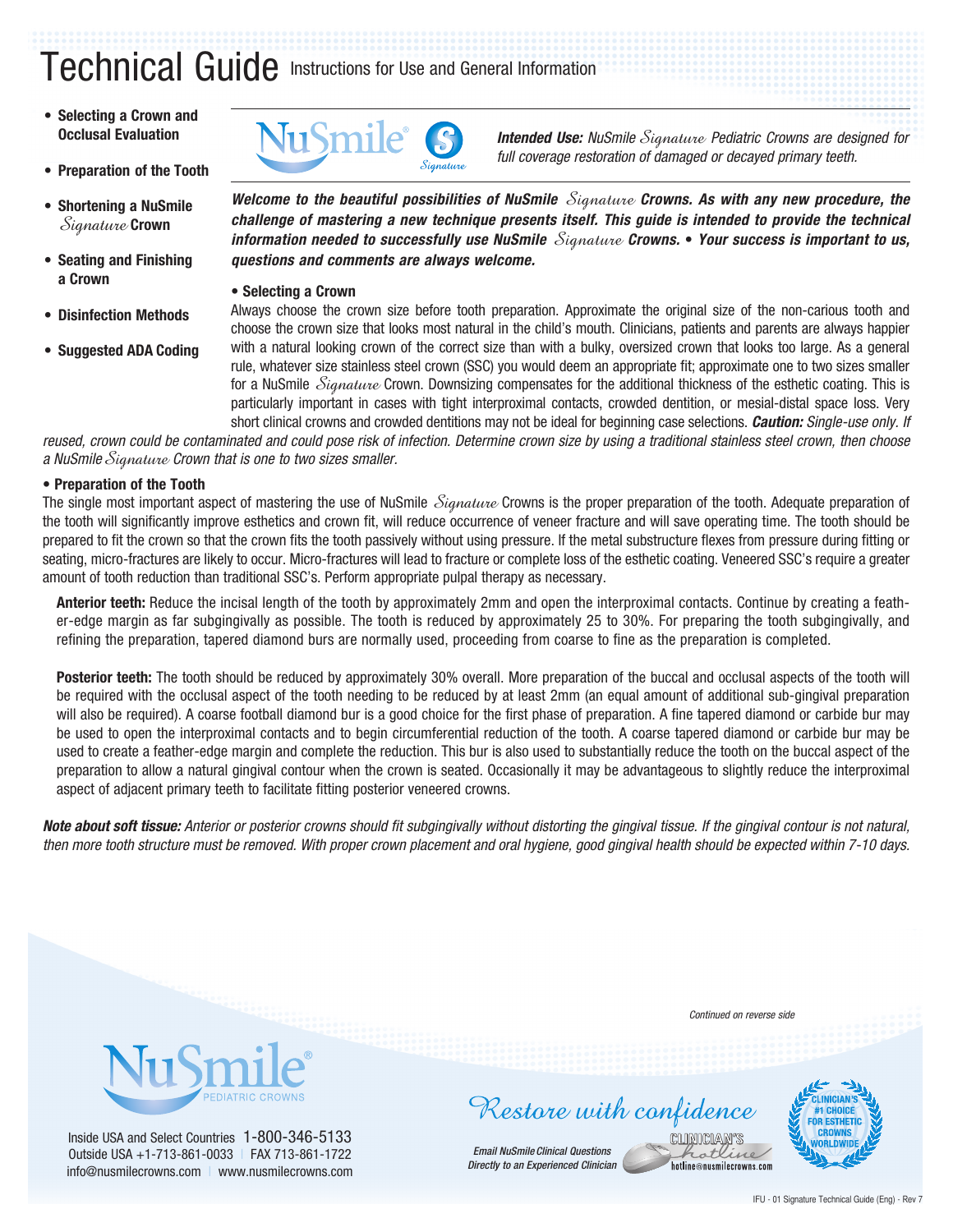# Technical Guide Instructions for Use and General Information

- **Selecting a Crown and Occlusal Evaluation**
- **Preparation of the Tooth**
- **Shortening a NuSmile *Signature* Crown**
- **Seating and Finishing a Crown**
- **Disinfection Methods**
- **Suggested ADA Coding**

***Intended Use:*** *NuSmile Signature Pediatric Crowns are designed for full coverage restoration of damaged or decayed primary teeth.*

***Welcome to the beautiful possibilities of NuSmile Signature Crowns. As with any new procedure, the challenge of mastering a new technique presents itself. This guide is intended to provide the technical information needed to successfully use NuSmile Signature Crowns. • Your success is important to us, questions and comments are always welcome.***

**• Selecting a Crown**

Always choose the crown size before tooth preparation. Approximate the original size of the non-carious tooth and choose the crown size that looks most natural in the child's mouth. Clinicians, patients and parents are always happier with a natural looking crown of the correct size than with a bulky, oversized crown that looks too large. As a general rule, whatever size stainless steel crown (SSC) you would deem an appropriate fit; approximate one to two sizes smaller for a NuSmile *Signature* Crown. Downsizing compensates for the additional thickness of the esthetic coating. This is particularly important in cases with tight interproximal contacts, crowded dentition, or mesial-distal space loss. Very short clinical crowns and crowded dentitions may not be ideal for beginning case selections. ***Caution:*** *Single-use only. If reused, crown could be contaminated and could pose risk of infection. Determine crown size by using a traditional stainless steel crown, then choose a NuSmile Signature Crown that is one to two sizes smaller.*

**• Preparation of the Tooth**

The single most important aspect of mastering the use of NuSmile *Signature* Crowns is the proper preparation of the tooth. Adequate preparation of the tooth will significantly improve esthetics and crown fit, will reduce occurrence of veneer fracture and will save operating time. The tooth should be prepared to fit the crown so that the crown fits the tooth passively without using pressure. If the metal substructure flexes from pressure during fitting or seating, micro-fractures are likely to occur. Micro-fractures will lead to fracture or complete loss of the esthetic coating. Veneered SSC's require a greater amount of tooth reduction than traditional SSC's. Perform appropriate pulpal therapy as necessary.

**Anterior teeth:** Reduce the incisal length of the tooth by approximately 2mm and open the interproximal contacts. Continue by creating a feather-edge margin as far subgingivally as possible. The tooth is reduced by approximately 25 to 30%. For preparing the tooth subgingivally, and refining the preparation, tapered diamond burs are normally used, proceeding from coarse to fine as the preparation is completed.

**Posterior teeth:** The tooth should be reduced by approximately 30% overall. More preparation of the buccal and occlusal aspects of the tooth will be required with the occlusal aspect of the tooth needing to be reduced by at least 2mm (an equal amount of additional sub-gingival preparation will also be required). A coarse football diamond bur is a good choice for the first phase of preparation. A fine tapered diamond or carbide bur may be used to open the interproximal contacts and to begin circumferential reduction of the tooth. A coarse tapered diamond or carbide bur may be used to create a feather-edge margin and complete the reduction. This bur is also used to substantially reduce the tooth on the buccal aspect of the preparation to allow a natural gingival contour when the crown is seated. Occasionally it may be advantageous to slightly reduce the interproximal aspect of adjacent primary teeth to facilitate fitting posterior veneered crowns.

***Note about soft tissue:*** *Anterior or posterior crowns should fit subgingivally without distorting the gingival tissue. If the gingival contour is not natural, then more tooth structure must be removed. With proper crown placement and oral hygiene, good gingival health should be expected within 7-10 days.*

*Continued on reverse side*

NuSmile® PEDIATRIC CROWNS

Inside USA and Select Countries 1-800-346-5133
Outside USA +1-713-861-0033 | FAX 713-861-1722
info@nusmilecrowns.com | www.nusmilecrowns.com

*Restore with confidence*

*Email NuSmile Clinical Questions Directly to an Experienced Clinician*

CLINICIAN'S hotline — hotline@nusmilecrowns.com

CLINICIAN'S #1 CHOICE FOR ESTHETIC CROWNS WORLDWIDE

IFU - 01 Signature Technical Guide (Eng) - Rev 7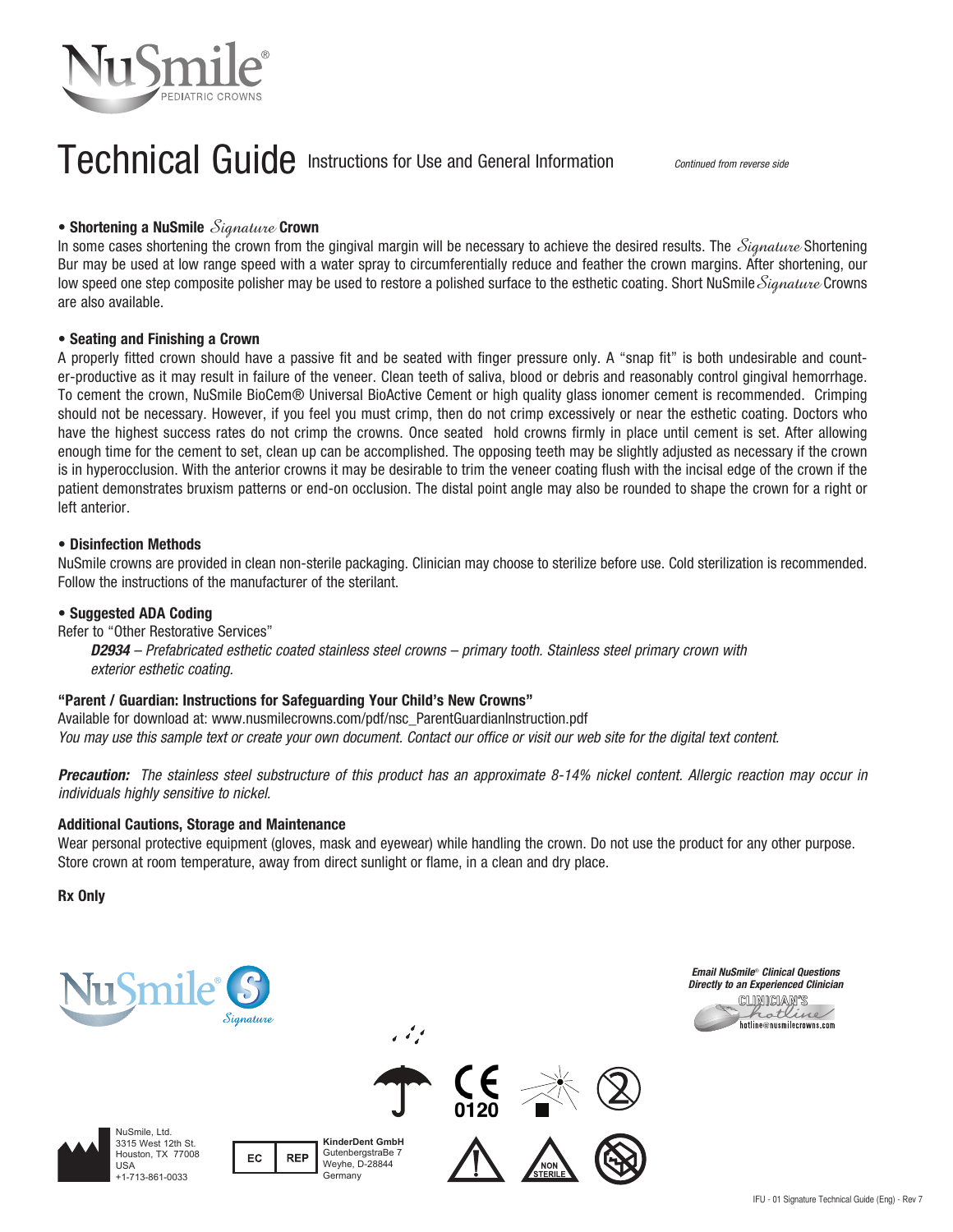# Technical Guide Instructions for Use and General Information

*Continued from reverse side*

**• Shortening a NuSmile *Signature* Crown**

In some cases shortening the crown from the gingival margin will be necessary to achieve the desired results. The *Signature* Shortening Bur may be used at low range speed with a water spray to circumferentially reduce and feather the crown margins. After shortening, our low speed one step composite polisher may be used to restore a polished surface to the esthetic coating. Short NuSmile *Signature* Crowns are also available.

**• Seating and Finishing a Crown**

A properly fitted crown should have a passive fit and be seated with finger pressure only. A "snap fit" is both undesirable and counter-productive as it may result in failure of the veneer. Clean teeth of saliva, blood or debris and reasonably control gingival hemorrhage. To cement the crown, NuSmile BioCem® Universal BioActive Cement or high quality glass ionomer cement is recommended. Crimping should not be necessary. However, if you feel you must crimp, then do not crimp excessively or near the esthetic coating. Doctors who have the highest success rates do not crimp the crowns. Once seated hold crowns firmly in place until cement is set. After allowing enough time for the cement to set, clean up can be accomplished. The opposing teeth may be slightly adjusted as necessary if the crown is in hyperocclusion. With the anterior crowns it may be desirable to trim the veneer coating flush with the incisal edge of the crown if the patient demonstrates bruxism patterns or end-on occlusion. The distal point angle may also be rounded to shape the crown for a right or left anterior.

**• Disinfection Methods**

NuSmile crowns are provided in clean non-sterile packaging. Clinician may choose to sterilize before use. Cold sterilization is recommended. Follow the instructions of the manufacturer of the sterilant.

**• Suggested ADA Coding**

Refer to "Other Restorative Services"

***D2934** – Prefabricated esthetic coated stainless steel crowns – primary tooth. Stainless steel primary crown with exterior esthetic coating.*

**"Parent / Guardian: Instructions for Safeguarding Your Child's New Crowns"**

Available for download at: www.nusmilecrowns.com/pdf/nsc_ParentGuardianInstruction.pdf

*You may use this sample text or create your own document. Contact our office or visit our web site for the digital text content.*

***Precaution:** The stainless steel substructure of this product has an approximate 8-14% nickel content. Allergic reaction may occur in individuals highly sensitive to nickel.*

**Additional Cautions, Storage and Maintenance**

Wear personal protective equipment (gloves, mask and eyewear) while handling the crown. Do not use the product for any other purpose. Store crown at room temperature, away from direct sunlight or flame, in a clean and dry place.

**Rx Only**

NuSmile® Signature

***Email NuSmile® Clinical Questions Directly to an Experienced Clinician***

CLINICIAN'S hotline
hotline@nusmilecrowns.com

CE 0120

NON STERILE

NuSmile, Ltd.
3315 West 12th St.
Houston, TX 77008
USA
+1-713-861-0033

EC REP
**KinderDent GmbH**
GutenbergstraBe 7
Weyhe, D-28844
Germany

IFU - 01 Signature Technical Guide (Eng) - Rev 7